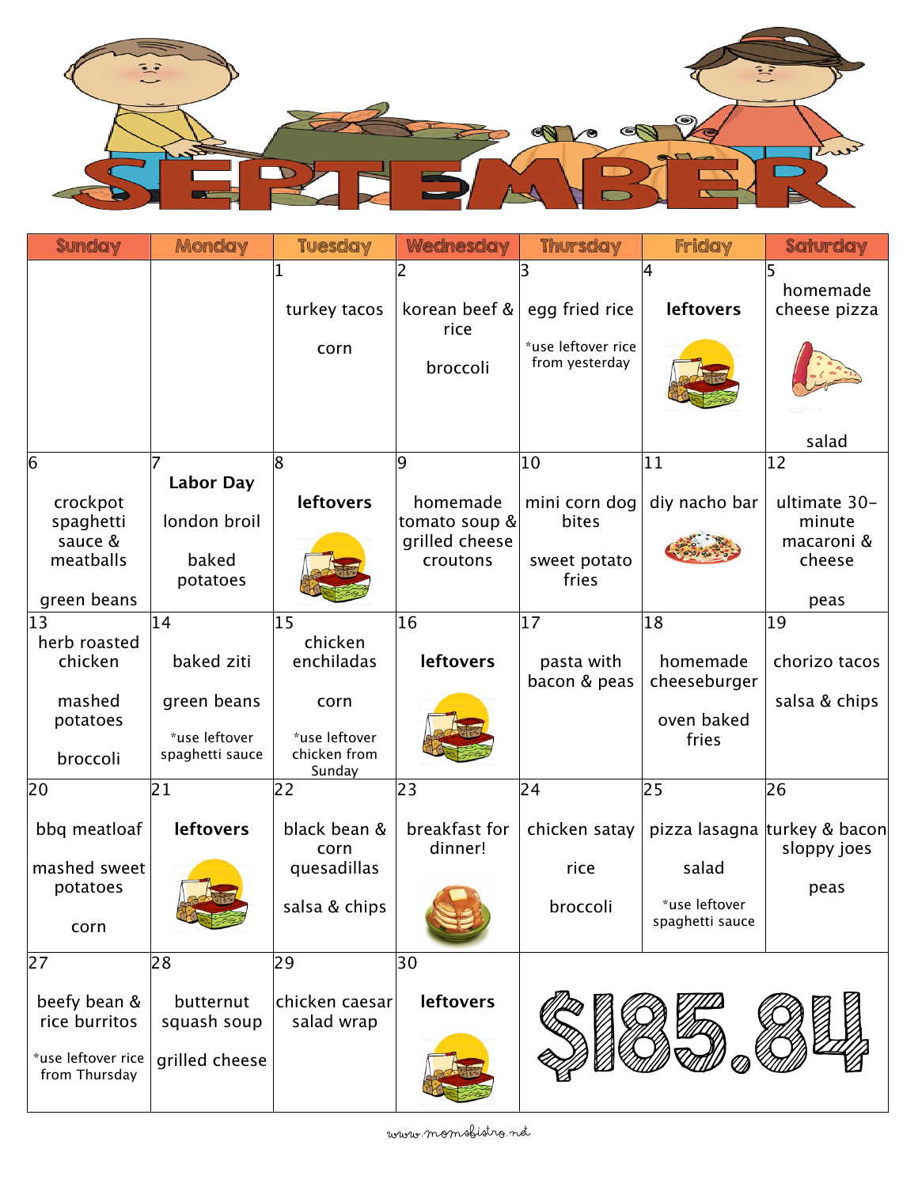# SEPTEMBER

| Sunday | Monday | Tuesday | Wednesday | Thursday | Friday | Saturday |
|---|---|---|---|---|---|---|
| | | 1<br>turkey tacos<br><br>corn | 2<br>korean beef & rice<br><br>broccoli | 3<br>egg fried rice<br><br>*use leftover rice from yesterday | 4<br>**leftovers** | 5<br>homemade cheese pizza<br><br>salad |
| 6<br>crockpot spaghetti sauce & meatballs<br><br>green beans | 7<br>**Labor Day**<br>london broil<br><br>baked potatoes | 8<br>**leftovers** | 9<br>homemade tomato soup & grilled cheese croutons | 10<br>mini corn dog bites<br><br>sweet potato fries | 11<br>diy nacho bar | 12<br>ultimate 30-minute macaroni & cheese<br><br>peas |
| 13<br>herb roasted chicken<br><br>mashed potatoes<br><br>broccoli | 14<br>baked ziti<br><br>green beans<br><br>*use leftover spaghetti sauce | 15<br>chicken enchiladas<br><br>corn<br><br>*use leftover chicken from Sunday | 16<br>**leftovers** | 17<br>pasta with bacon & peas | 18<br>homemade cheeseburger<br><br>oven baked fries | 19<br>chorizo tacos<br><br>salsa & chips |
| 20<br>bbq meatloaf<br><br>mashed sweet potatoes<br><br>corn | 21<br>**leftovers** | 22<br>black bean & corn quesadillas<br><br>salsa & chips | 23<br>breakfast for dinner! | 24<br>chicken satay<br><br>rice<br><br>broccoli | 25<br>pizza lasagna<br><br>salad<br><br>*use leftover spaghetti sauce | 26<br>turkey & bacon sloppy joes<br><br>peas |
| 27<br>beefy bean & rice burritos<br><br>*use leftover rice from Thursday | 28<br>butternut squash soup<br><br>grilled cheese | 29<br>chicken caesar salad wrap | 30<br>**leftovers** | $185.84 | | |

www.momsbistro.net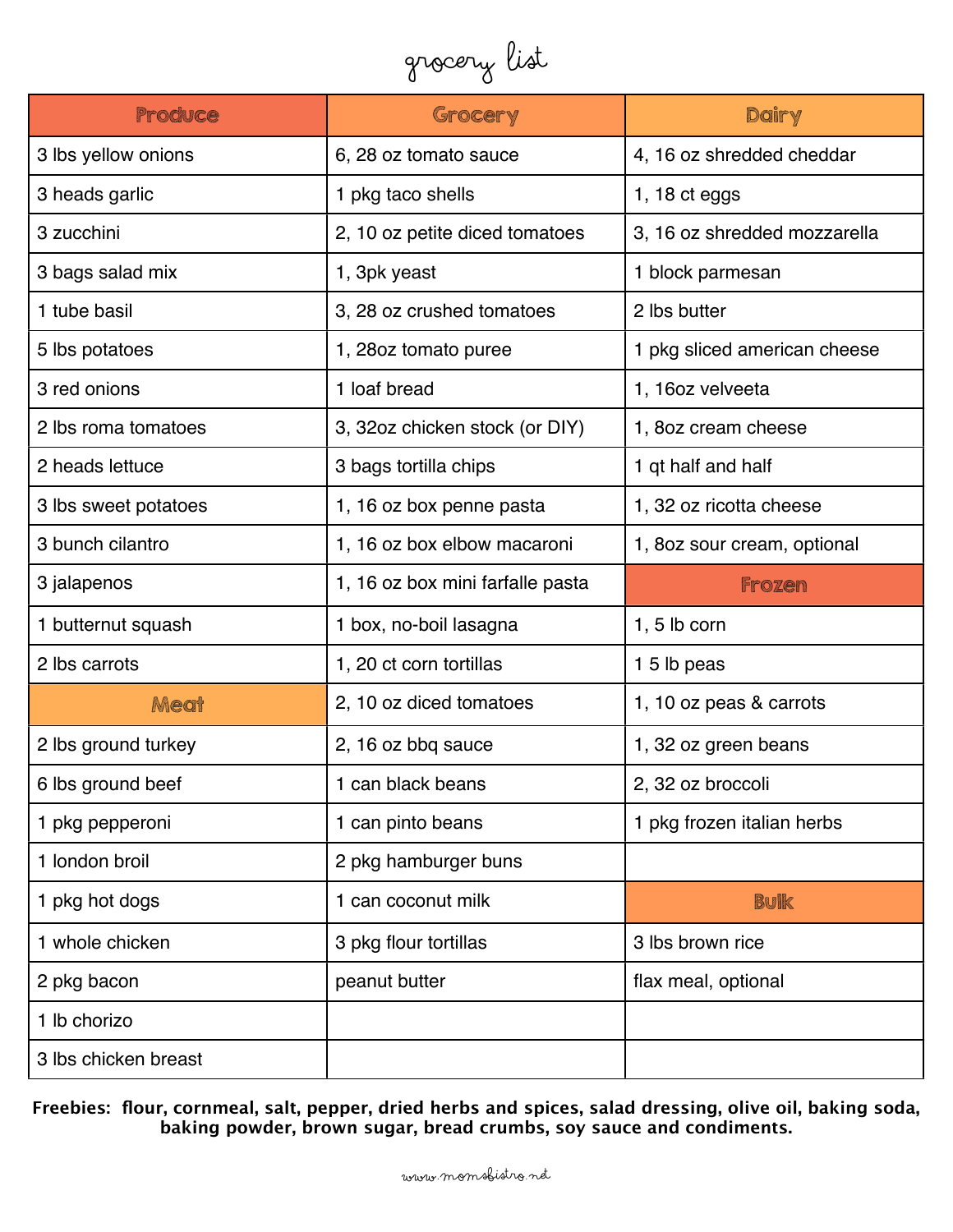# grocery list

| Produce | Grocery | Dairy |
| --- | --- | --- |
| 3 lbs yellow onions | 6, 28 oz tomato sauce | 4, 16 oz shredded cheddar |
| 3 heads garlic | 1 pkg taco shells | 1, 18 ct eggs |
| 3 zucchini | 2, 10 oz petite diced tomatoes | 3, 16 oz shredded mozzarella |
| 3 bags salad mix | 1, 3pk yeast | 1 block parmesan |
| 1 tube basil | 3, 28 oz crushed tomatoes | 2 lbs butter |
| 5 lbs potatoes | 1, 28oz tomato puree | 1 pkg sliced american cheese |
| 3 red onions | 1 loaf bread | 1, 16oz velveeta |
| 2 lbs roma tomatoes | 3, 32oz chicken stock (or DIY) | 1, 8oz cream cheese |
| 2 heads lettuce | 3 bags tortilla chips | 1 qt half and half |
| 3 lbs sweet potatoes | 1, 16 oz box penne pasta | 1, 32 oz ricotta cheese |
| 3 bunch cilantro | 1, 16 oz box elbow macaroni | 1, 8oz sour cream, optional |
| 3 jalapenos | 1, 16 oz box mini farfalle pasta | **Frozen** |
| 1 butternut squash | 1 box, no-boil lasagna | 1, 5 lb corn |
| 2 lbs carrots | 1, 20 ct corn tortillas | 1 5 lb peas |
| **Meat** | 2, 10 oz diced tomatoes | 1, 10 oz peas & carrots |
| 2 lbs ground turkey | 2, 16 oz bbq sauce | 1, 32 oz green beans |
| 6 lbs ground beef | 1 can black beans | 2, 32 oz broccoli |
| 1 pkg pepperoni | 1 can pinto beans | 1 pkg frozen italian herbs |
| 1 london broil | 2 pkg hamburger buns | |
| 1 pkg hot dogs | 1 can coconut milk | **Bulk** |
| 1 whole chicken | 3 pkg flour tortillas | 3 lbs brown rice |
| 2 pkg bacon | peanut butter | flax meal, optional |
| 1 lb chorizo | | |
| 3 lbs chicken breast | | |

**Freebies: flour, cornmeal, salt, pepper, dried herbs and spices, salad dressing, olive oil, baking soda, baking powder, brown sugar, bread crumbs, soy sauce and condiments.**

www.momsbistro.net